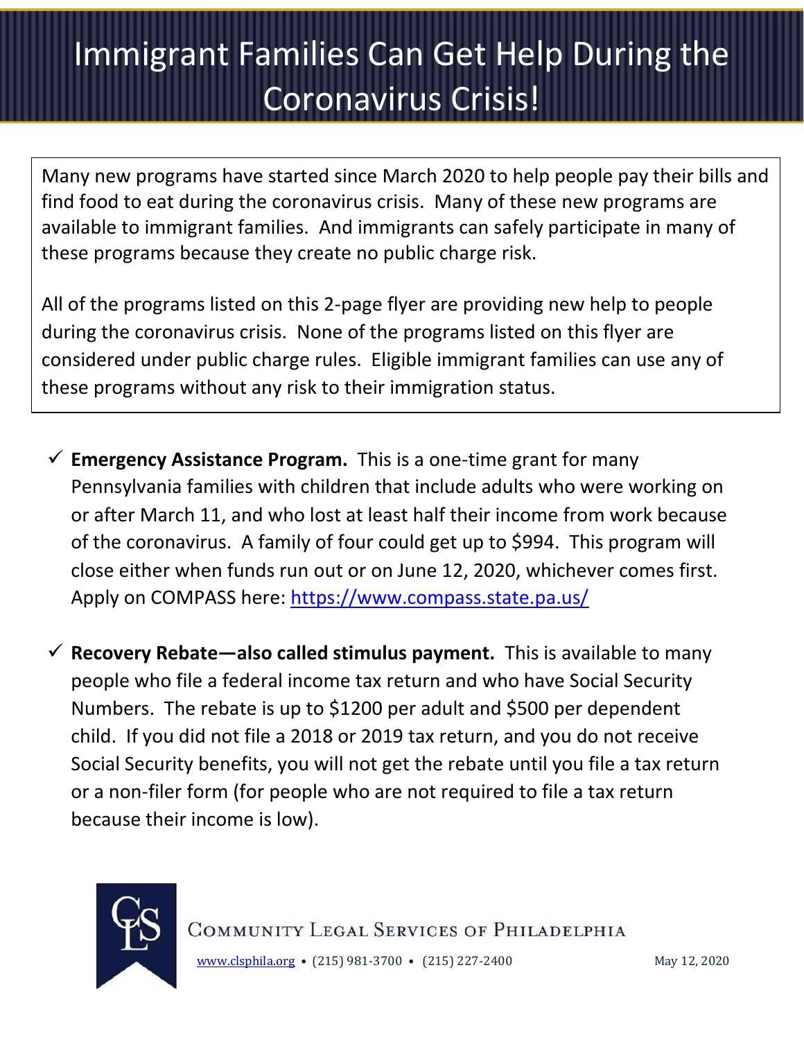# Immigrant Families Can Get Help During the Coronavirus Crisis!

Many new programs have started since March 2020 to help people pay their bills and find food to eat during the coronavirus crisis. Many of these new programs are available to immigrant families. And immigrants can safely participate in many of these programs because they create no public charge risk.

All of the programs listed on this 2-page flyer are providing new help to people during the coronavirus crisis. None of the programs listed on this flyer are considered under public charge rules. Eligible immigrant families can use any of these programs without any risk to their immigration status.

- ✓ **Emergency Assistance Program.** This is a one-time grant for many Pennsylvania families with children that include adults who were working on or after March 11, and who lost at least half their income from work because of the coronavirus. A family of four could get up to $994. This program will close either when funds run out or on June 12, 2020, whichever comes first. Apply on COMPASS here: https://www.compass.state.pa.us/

- ✓ **Recovery Rebate—also called stimulus payment.** This is available to many people who file a federal income tax return and who have Social Security Numbers. The rebate is up to $1200 per adult and $500 per dependent child. If you did not file a 2018 or 2019 tax return, and you do not receive Social Security benefits, you will not get the rebate until you file a tax return or a non-filer form (for people who are not required to file a tax return because their income is low).

COMMUNITY LEGAL SERVICES OF PHILADELPHIA

www.clsphila.org • (215) 981-3700 • (215) 227-2400

May 12, 2020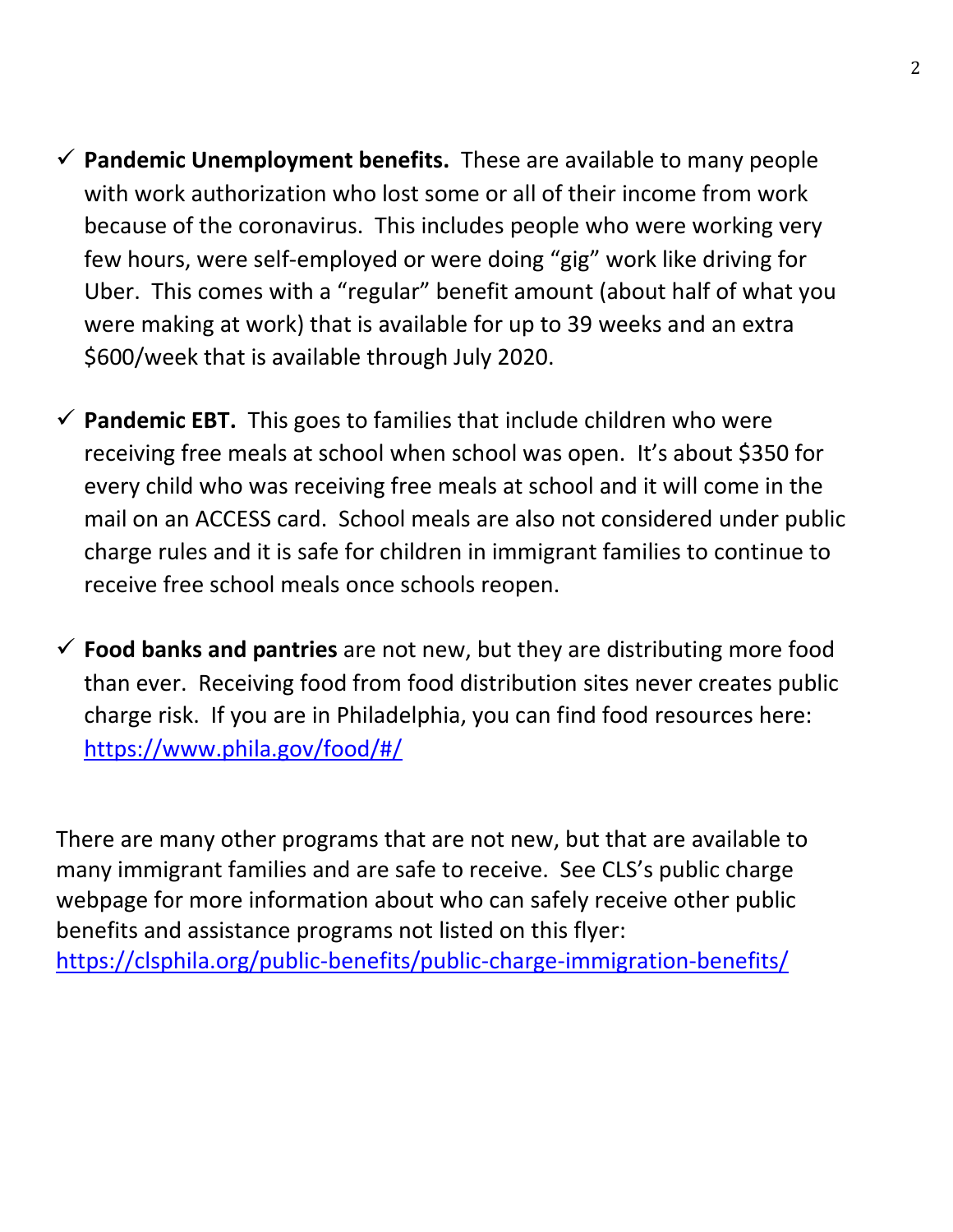- ✓ **Pandemic Unemployment benefits.** These are available to many people with work authorization who lost some or all of their income from work because of the coronavirus. This includes people who were working very few hours, were self-employed or were doing "gig" work like driving for Uber. This comes with a "regular" benefit amount (about half of what you were making at work) that is available for up to 39 weeks and an extra $600/week that is available through July 2020.

- ✓ **Pandemic EBT.** This goes to families that include children who were receiving free meals at school when school was open. It's about $350 for every child who was receiving free meals at school and it will come in the mail on an ACCESS card. School meals are also not considered under public charge rules and it is safe for children in immigrant families to continue to receive free school meals once schools reopen.

- ✓ **Food banks and pantries** are not new, but they are distributing more food than ever. Receiving food from food distribution sites never creates public charge risk. If you are in Philadelphia, you can find food resources here: https://www.phila.gov/food/#/

There are many other programs that are not new, but that are available to many immigrant families and are safe to receive. See CLS's public charge webpage for more information about who can safely receive other public benefits and assistance programs not listed on this flyer: https://clsphila.org/public-benefits/public-charge-immigration-benefits/